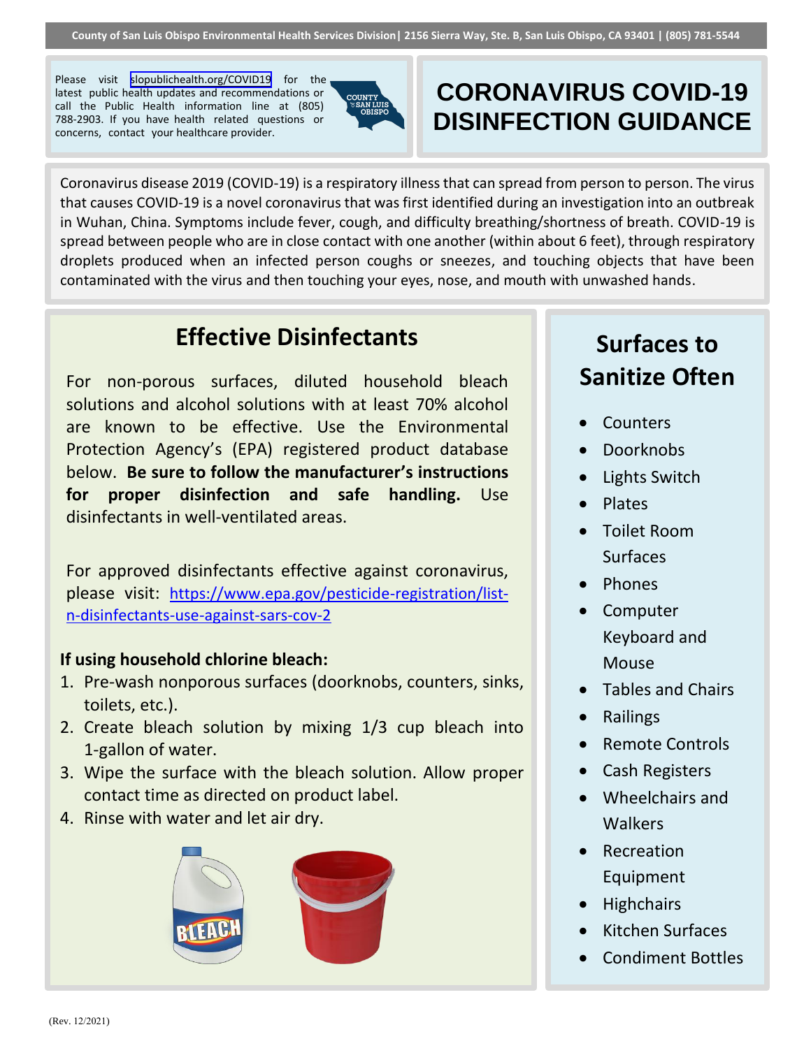County of San Luis Obispo Environmental Health Services Division | 2156 Sierra Way, Ste. B, San Luis Obispo, CA 93401 | (805) 781-5544

Please visit slopublichealth.org/COVID19 for the latest public health updates and recommendations or call the Public Health information line at (805) 788-2903. If you have health related questions or concerns, contact your healthcare provider.

# CORONAVIRUS COVID-19 DISINFECTION GUIDANCE

Coronavirus disease 2019 (COVID-19) is a respiratory illness that can spread from person to person. The virus that causes COVID-19 is a novel coronavirus that was first identified during an investigation into an outbreak in Wuhan, China. Symptoms include fever, cough, and difficulty breathing/shortness of breath. COVID-19 is spread between people who are in close contact with one another (within about 6 feet), through respiratory droplets produced when an infected person coughs or sneezes, and touching objects that have been contaminated with the virus and then touching your eyes, nose, and mouth with unwashed hands.

## Effective Disinfectants

For non-porous surfaces, diluted household bleach solutions and alcohol solutions with at least 70% alcohol are known to be effective. Use the Environmental Protection Agency's (EPA) registered product database below. **Be sure to follow the manufacturer's instructions for proper disinfection and safe handling.** Use disinfectants in well-ventilated areas.

For approved disinfectants effective against coronavirus, please visit: https://www.epa.gov/pesticide-registration/list-n-disinfectants-use-against-sars-cov-2

**If using household chlorine bleach:**

1. Pre-wash nonporous surfaces (doorknobs, counters, sinks, toilets, etc.).
2. Create bleach solution by mixing 1/3 cup bleach into 1-gallon of water.
3. Wipe the surface with the bleach solution. Allow proper contact time as directed on product label.
4. Rinse with water and let air dry.

## Surfaces to Sanitize Often

- Counters
- Doorknobs
- Lights Switch
- Plates
- Toilet Room Surfaces
- Phones
- Computer Keyboard and Mouse
- Tables and Chairs
- Railings
- Remote Controls
- Cash Registers
- Wheelchairs and Walkers
- Recreation Equipment
- Highchairs
- Kitchen Surfaces
- Condiment Bottles

(Rev. 12/2021)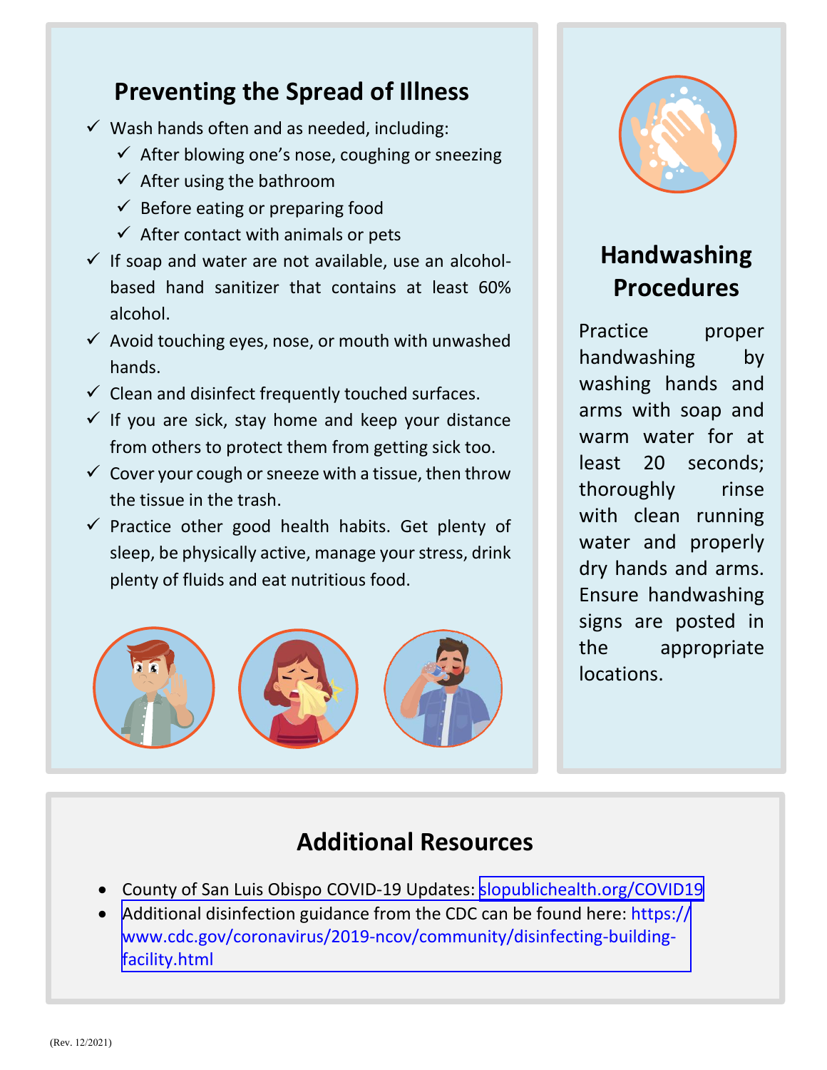## Preventing the Spread of Illness

- ✓ Wash hands often and as needed, including:
  - ✓ After blowing one's nose, coughing or sneezing
  - ✓ After using the bathroom
  - ✓ Before eating or preparing food
  - ✓ After contact with animals or pets
- ✓ If soap and water are not available, use an alcohol-based hand sanitizer that contains at least 60% alcohol.
- ✓ Avoid touching eyes, nose, or mouth with unwashed hands.
- ✓ Clean and disinfect frequently touched surfaces.
- ✓ If you are sick, stay home and keep your distance from others to protect them from getting sick too.
- ✓ Cover your cough or sneeze with a tissue, then throw the tissue in the trash.
- ✓ Practice other good health habits. Get plenty of sleep, be physically active, manage your stress, drink plenty of fluids and eat nutritious food.

## Handwashing Procedures

Practice proper handwashing by washing hands and arms with soap and warm water for at least 20 seconds; thoroughly rinse with clean running water and properly dry hands and arms. Ensure handwashing signs are posted in the appropriate locations.

## Additional Resources

- County of San Luis Obispo COVID-19 Updates: slopublichealth.org/COVID19
- Additional disinfection guidance from the CDC can be found here: https://www.cdc.gov/coronavirus/2019-ncov/community/disinfecting-building-facility.html

(Rev. 12/2021)